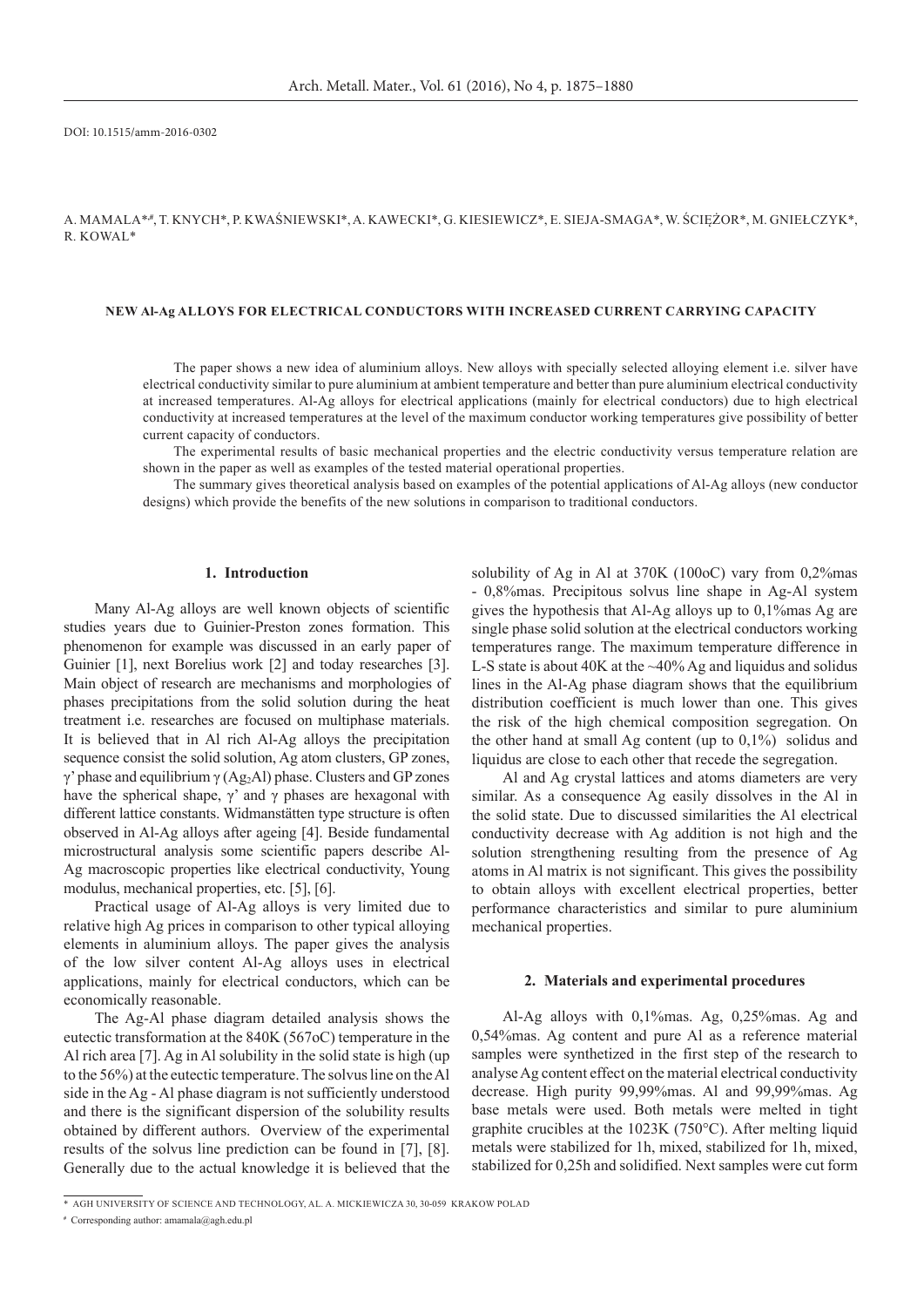DOI: 10.1515/amm-2016-0302

A. MAMALA*,#, T. KNYCH*, P. KWAŚNIEWSKI*, A. KAWECKI*, G. KIESIEWICZ*, E. SIEJA-SMAGA*, W. ŚCIĘŻOR*, M. GNIEŁCZYK*, R. KOWAL*

# NEW Al-Ag ALLOYS FOR ELECTRICAL CONDUCTORS WITH INCREASED CURRENT CARRYING CAPACITY

The paper shows a new idea of aluminium alloys. New alloys with specially selected alloying element i.e. silver have electrical conductivity similar to pure aluminium at ambient temperature and better than pure aluminium electrical conductivity at increased temperatures. Al-Ag alloys for electrical applications (mainly for electrical conductors) due to high electrical conductivity at increased temperatures at the level of the maximum conductor working temperatures give possibility of better current capacity of conductors.

The experimental results of basic mechanical properties and the electric conductivity versus temperature relation are shown in the paper as well as examples of the tested material operational properties.

The summary gives theoretical analysis based on examples of the potential applications of Al-Ag alloys (new conductor designs) which provide the benefits of the new solutions in comparison to traditional conductors.

## 1. Introduction

Many Al-Ag alloys are well known objects of scientific studies years due to Guinier-Preston zones formation. This phenomenon for example was discussed in an early paper of Guinier [1], next Borelius work [2] and today researches [3]. Main object of research are mechanisms and morphologies of phases precipitations from the solid solution during the heat treatment i.e. researches are focused on multiphase materials. It is believed that in Al rich Al-Ag alloys the precipitation sequence consist the solid solution, Ag atom clusters, GP zones, γ' phase and equilibrium γ ($Ag_2Al$) phase. Clusters and GP zones have the spherical shape, γ' and γ phases are hexagonal with different lattice constants. Widmanstätten type structure is often observed in Al-Ag alloys after ageing [4]. Beside fundamental microstructural analysis some scientific papers describe Al-Ag macroscopic properties like electrical conductivity, Young modulus, mechanical properties, etc. [5], [6].

Practical usage of Al-Ag alloys is very limited due to relative high Ag prices in comparison to other typical alloying elements in aluminium alloys. The paper gives the analysis of the low silver content Al-Ag alloys uses in electrical applications, mainly for electrical conductors, which can be economically reasonable.

The Ag-Al phase diagram detailed analysis shows the eutectic transformation at the 840K (567oC) temperature in the Al rich area [7]. Ag in Al solubility in the solid state is high (up to the 56%) at the eutectic temperature. The solvus line on the Al side in the Ag - Al phase diagram is not sufficiently understood and there is the significant dispersion of the solubility results obtained by different authors. Overview of the experimental results of the solvus line prediction can be found in [7], [8]. Generally due to the actual knowledge it is believed that the solubility of Ag in Al at 370K (100oC) vary from 0,2%mas - 0,8%mas. Precipitous solvus line shape in Ag-Al system gives the hypothesis that Al-Ag alloys up to 0,1%mas Ag are single phase solid solution at the electrical conductors working temperatures range. The maximum temperature difference in L-S state is about 40K at the ~40% Ag and liquidus and solidus lines in the Al-Ag phase diagram shows that the equilibrium distribution coefficient is much lower than one. This gives the risk of the high chemical composition segregation. On the other hand at small Ag content (up to 0,1%) solidus and liquidus are close to each other that recede the segregation.

Al and Ag crystal lattices and atoms diameters are very similar. As a consequence Ag easily dissolves in the Al in the solid state. Due to discussed similarities the Al electrical conductivity decrease with Ag addition is not high and the solution strengthening resulting from the presence of Ag atoms in Al matrix is not significant. This gives the possibility to obtain alloys with excellent electrical properties, better performance characteristics and similar to pure aluminium mechanical properties.

## 2. Materials and experimental procedures

Al-Ag alloys with 0,1%mas. Ag, 0,25%mas. Ag and 0,54%mas. Ag content and pure Al as a reference material samples were synthetized in the first step of the research to analyse Ag content effect on the material electrical conductivity decrease. High purity 99,99%mas. Al and 99,99%mas. Ag base metals were used. Both metals were melted in tight graphite crucibles at the 1023K (750°C). After melting liquid metals were stabilized for 1h, mixed, stabilized for 1h, mixed, stabilized for 0,25h and solidified. Next samples were cut form

\* AGH UNIVERSITY OF SCIENCE AND TECHNOLOGY, AL. A. MICKIEWICZA 30, 30-059 KRAKOW POLAD

\# Corresponding author: amamala@agh.edu.pl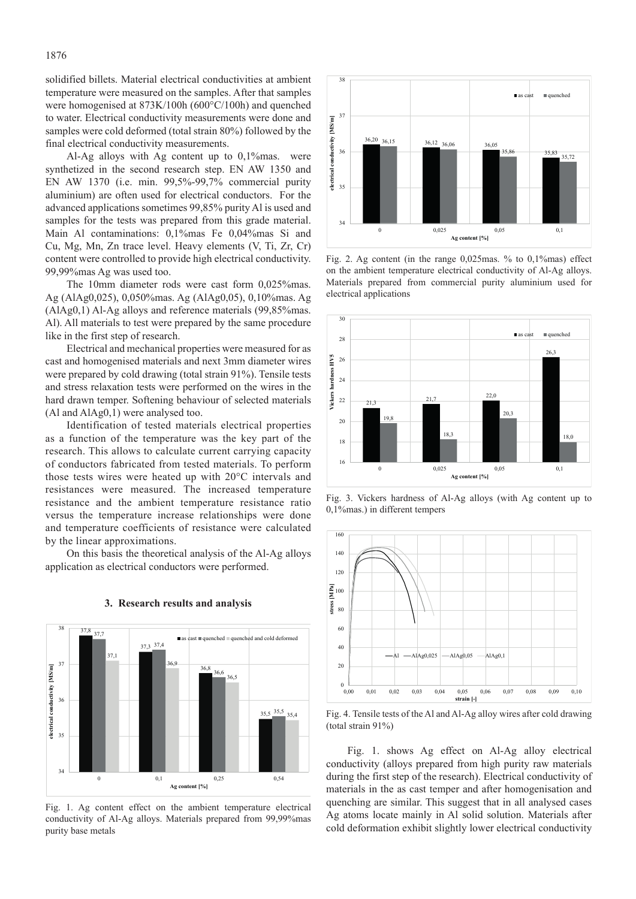solidified billets. Material electrical conductivities at ambient temperature were measured on the samples. After that samples were homogenised at 873K/100h (600°C/100h) and quenched to water. Electrical conductivity measurements were done and samples were cold deformed (total strain 80%) followed by the final electrical conductivity measurements.

Al-Ag alloys with Ag content up to 0,1%mas. were synthetized in the second research step. EN AW 1350 and EN AW 1370 (i.e. min. 99,5%-99,7% commercial purity aluminium) are often used for electrical conductors. For the advanced applications sometimes 99,85% purity Al is used and samples for the tests was prepared from this grade material. Main Al contaminations: 0,1%mas Fe 0,04%mas Si and Cu, Mg, Mn, Zn trace level. Heavy elements (V, Ti, Zr, Cr) content were controlled to provide high electrical conductivity. 99,99%mas Ag was used too.

The 10mm diameter rods were cast form 0,025%mas. Ag (AlAg0,025), 0,050%mas. Ag (AlAg0,05), 0,10%mas. Ag (AlAg0,1) Al-Ag alloys and reference materials (99,85%mas. Al). All materials to test were prepared by the same procedure like in the first step of research.

Electrical and mechanical properties were measured for as cast and homogenised materials and next 3mm diameter wires were prepared by cold drawing (total strain 91%). Tensile tests and stress relaxation tests were performed on the wires in the hard drawn temper. Softening behaviour of selected materials (Al and AlAg0,1) were analysed too.

Identification of tested materials electrical properties as a function of the temperature was the key part of the research. This allows to calculate current carrying capacity of conductors fabricated from tested materials. To perform those tests wires were heated up with 20°C intervals and resistances were measured. The increased temperature resistance and the ambient temperature resistance ratio versus the temperature increase relationships were done and temperature coefficients of resistance were calculated by the linear approximations.

On this basis the theoretical analysis of the Al-Ag alloys application as electrical conductors were performed.

## 3. Research results and analysis

Fig. 1. Ag content effect on the ambient temperature electrical conductivity of Al-Ag alloys. Materials prepared from 99,99%mas purity base metals

Fig. 2. Ag content (in the range 0,025mas. % to 0,1%mas) effect on the ambient temperature electrical conductivity of Al-Ag alloys. Materials prepared from commercial purity aluminium used for electrical applications

Fig. 3. Vickers hardness of Al-Ag alloys (with Ag content up to 0,1%mas.) in different tempers

Fig. 4. Tensile tests of the Al and Al-Ag alloy wires after cold drawing (total strain 91%)

Fig. 1. shows Ag effect on Al-Ag alloy electrical conductivity (alloys prepared from high purity raw materials during the first step of the research). Electrical conductivity of materials in the as cast temper and after homogenisation and quenching are similar. This suggest that in all analysed cases Ag atoms locate mainly in Al solid solution. Materials after cold deformation exhibit slightly lower electrical conductivity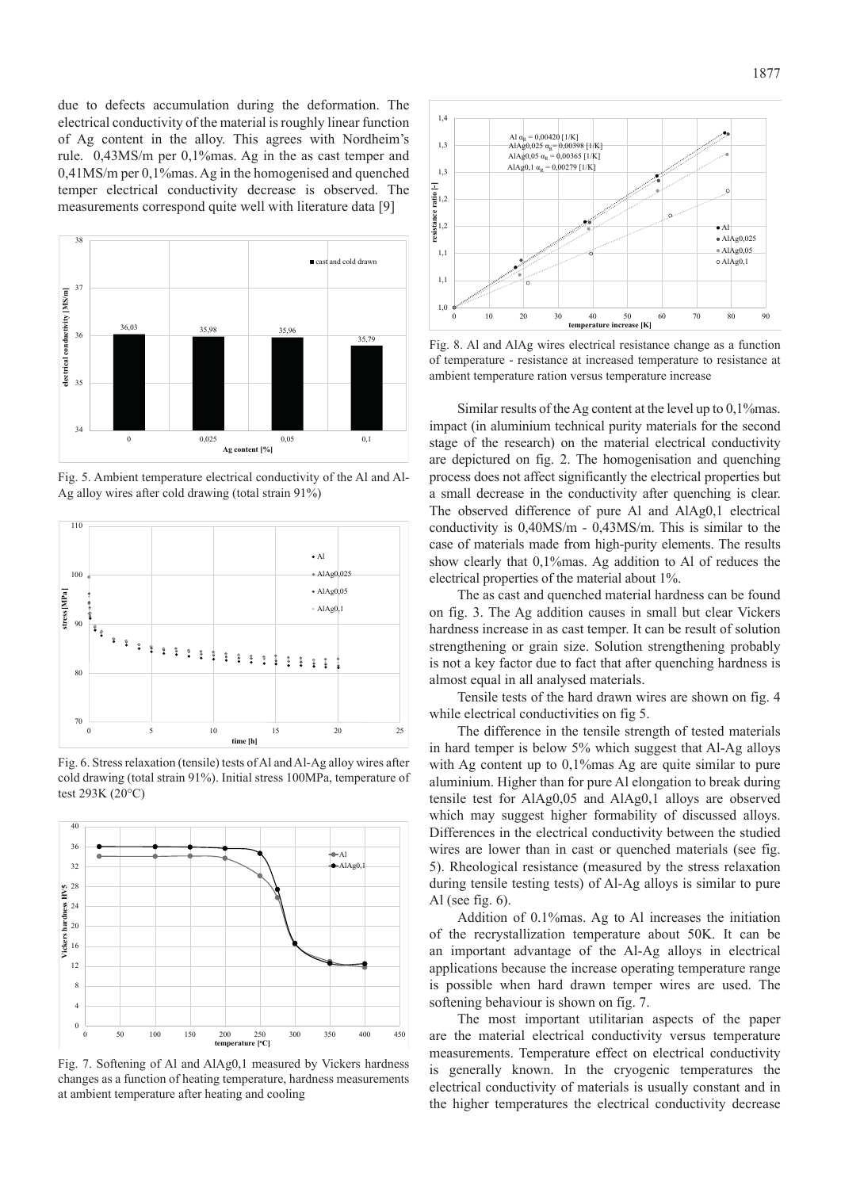due to defects accumulation during the deformation. The electrical conductivity of the material is roughly linear function of Ag content in the alloy. This agrees with Nordheim's rule. 0,43MS/m per 0,1%mas. Ag in the as cast temper and 0,41MS/m per 0,1%mas. Ag in the homogenised and quenched temper electrical conductivity decrease is observed. The measurements correspond quite well with literature data [9]

Fig. 5. Ambient temperature electrical conductivity of the Al and Al-Ag alloy wires after cold drawing (total strain 91%)

Fig. 6. Stress relaxation (tensile) tests of Al and Al-Ag alloy wires after cold drawing (total strain 91%). Initial stress 100MPa, temperature of test 293K (20°C)

Fig. 7. Softening of Al and AlAg0,1 measured by Vickers hardness changes as a function of heating temperature, hardness measurements at ambient temperature after heating and cooling

Fig. 8. Al and AlAg wires electrical resistance change as a function of temperature - resistance at increased temperature to resistance at ambient temperature ration versus temperature increase

Similar results of the Ag content at the level up to 0,1%mas. impact (in aluminium technical purity materials for the second stage of the research) on the material electrical conductivity are depictured on fig. 2. The homogenisation and quenching process does not affect significantly the electrical properties but a small decrease in the conductivity after quenching is clear. The observed difference of pure Al and AlAg0,1 electrical conductivity is 0,40MS/m - 0,43MS/m. This is similar to the case of materials made from high-purity elements. The results show clearly that 0,1%mas. Ag addition to Al of reduces the electrical properties of the material about 1%.

The as cast and quenched material hardness can be found on fig. 3. The Ag addition causes in small but clear Vickers hardness increase in as cast temper. It can be result of solution strengthening or grain size. Solution strengthening probably is not a key factor due to fact that after quenching hardness is almost equal in all analysed materials.

Tensile tests of the hard drawn wires are shown on fig. 4 while electrical conductivities on fig 5.

The difference in the tensile strength of tested materials in hard temper is below 5% which suggest that Al-Ag alloys with Ag content up to 0,1%mas Ag are quite similar to pure aluminium. Higher than for pure Al elongation to break during tensile test for AlAg0,05 and AlAg0,1 alloys are observed which may suggest higher formability of discussed alloys. Differences in the electrical conductivity between the studied wires are lower than in cast or quenched materials (see fig. 5). Rheological resistance (measured by the stress relaxation during tensile testing tests) of Al-Ag alloys is similar to pure Al (see fig. 6).

Addition of 0.1%mas. Ag to Al increases the initiation of the recrystallization temperature about 50K. It can be an important advantage of the Al-Ag alloys in electrical applications because the increase operating temperature range is possible when hard drawn temper wires are used. The softening behaviour is shown on fig. 7.

The most important utilitarian aspects of the paper are the material electrical conductivity versus temperature measurements. Temperature effect on electrical conductivity is generally known. In the cryogenic temperatures the electrical conductivity of materials is usually constant and in the higher temperatures the electrical conductivity decrease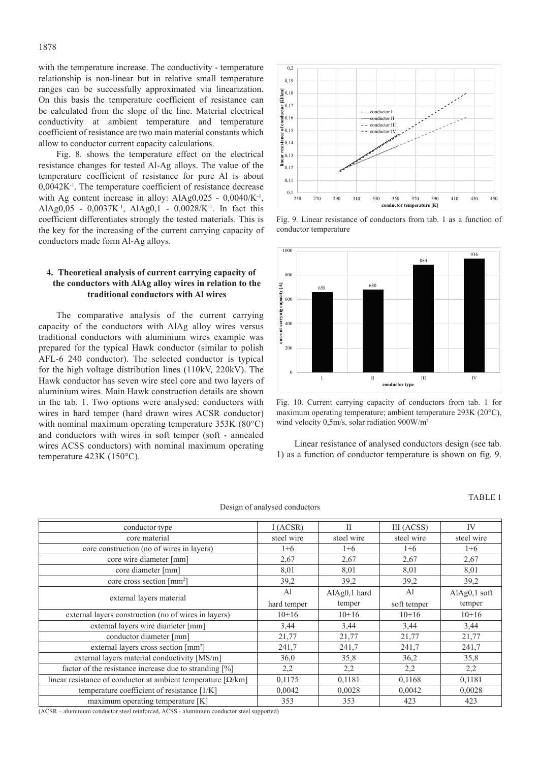with the temperature increase. The conductivity - temperature relationship is non-linear but in relative small temperature ranges can be successfully approximated via linearization. On this basis the temperature coefficient of resistance can be calculated from the slope of the line. Material electrical conductivity at ambient temperature and temperature coefficient of resistance are two main material constants which allow to conductor current capacity calculations.

Fig. 8. shows the temperature effect on the electrical resistance changes for tested Al-Ag alloys. The value of the temperature coefficient of resistance for pure Al is about $0{,}0042K^{-1}$. The temperature coefficient of resistance decrease with Ag content increase in alloy: AlAg0,025 - $0{,}0040/K^{-1}$, AlAg0,05 - $0{,}0037K^{-1}$, AlAg0,1 - $0{,}0028/K^{-1}$. In fact this coefficient differentiates strongly the tested materials. This is the key for the increasing of the current carrying capacity of conductors made form Al-Ag alloys.

## 4. Theoretical analysis of current carrying capacity of the conductors with AlAg alloy wires in relation to the traditional conductors with Al wires

The comparative analysis of the current carrying capacity of the conductors with AlAg alloy wires versus traditional conductors with aluminium wires example was prepared for the typical Hawk conductor (similar to polish AFL-6 240 conductor). The selected conductor is typical for the high voltage distribution lines (110kV, 220kV). The Hawk conductor has seven wire steel core and two layers of aluminium wires. Main Hawk construction details are shown in the tab. 1. Two options were analysed: conductors with wires in hard temper (hard drawn wires ACSR conductor) with nominal maximum operating temperature 353K (80°C) and conductors with wires in soft temper (soft - annealed wires ACSS conductors) with nominal maximum operating temperature 423K (150°C).

Fig. 9. Linear resistance of conductors from tab. 1 as a function of conductor temperature

Fig. 10. Current carrying capacity of conductors from tab. 1 for maximum operating temperature; ambient temperature 293K (20°C), wind velocity 0,5m/s, solar radiation 900W/m²

Linear resistance of analysed conductors design (see tab. 1) as a function of conductor temperature is shown on fig. 9.

TABLE 1

Design of analysed conductors

| conductor type | I (ACSR) | II | III (ACSS) | IV |
|---|---|---|---|---|
| core material | steel wire | steel wire | steel wire | steel wire |
| core construction (no of wires in layers) | 1+6 | 1+6 | 1+6 | 1+6 |
| core wire diameter [mm] | 2,67 | 2,67 | 2,67 | 2,67 |
| core diameter [mm] | 8,01 | 8,01 | 8,01 | 8,01 |
| core cross section [mm²] | 39,2 | 39,2 | 39,2 | 39,2 |
| external layers material | Al hard temper | AlAg0,1 hard temper | Al soft temper | AlAg0,1 soft temper |
| external layers construction (no of wires in layers) | 10+16 | 10+16 | 10+16 | 10+16 |
| external layers wire diameter [mm] | 3,44 | 3,44 | 3,44 | 3,44 |
| conductor diameter [mm] | 21,77 | 21,77 | 21,77 | 21,77 |
| external layers cross section [mm²] | 241,7 | 241,7 | 241,7 | 241,7 |
| external layers material conductivity [MS/m] | 36,0 | 35,8 | 36,2 | 35,8 |
| factor of the resistance increase due to stranding [%] | 2,2 | 2,2 | 2,2 | 2,2 |
| linear resistance of conductor at ambient temperature [Ω/km] | 0,1175 | 0,1181 | 0,1168 | 0,1181 |
| temperature coefficient of resistance [1/K] | 0,0042 | 0,0028 | 0,0042 | 0,0028 |
| maximum operating temperature [K] | 353 | 353 | 423 | 423 |

(ACSR – aluminium conductor steel reinforced, ACSS - aluminium conductor steel supported)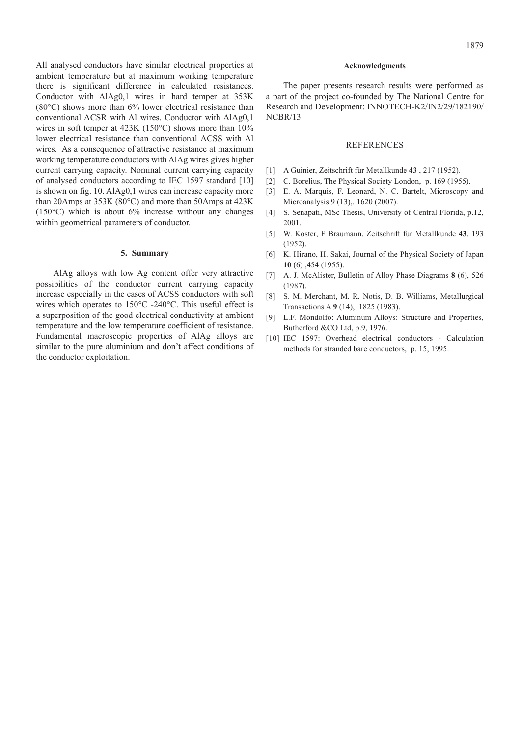All analysed conductors have similar electrical properties at ambient temperature but at maximum working temperature there is significant difference in calculated resistances. Conductor with AlAg0,1 wires in hard temper at 353K (80°C) shows more than 6% lower electrical resistance than conventional ACSR with Al wires. Conductor with AlAg0,1 wires in soft temper at 423K (150°C) shows more than 10% lower electrical resistance than conventional ACSS with Al wires. As a consequence of attractive resistance at maximum working temperature conductors with AlAg wires gives higher current carrying capacity. Nominal current carrying capacity of analysed conductors according to IEC 1597 standard [10] is shown on fig. 10. AlAg0,1 wires can increase capacity more than 20Amps at 353K (80°C) and more than 50Amps at 423K (150°C) which is about 6% increase without any changes within geometrical parameters of conductor.

## 5. Summary

AlAg alloys with low Ag content offer very attractive possibilities of the conductor current carrying capacity increase especially in the cases of ACSS conductors with soft wires which operates to 150°C -240°C. This useful effect is a superposition of the good electrical conductivity at ambient temperature and the low temperature coefficient of resistance. Fundamental macroscopic properties of AlAg alloys are similar to the pure aluminium and don't affect conditions of the conductor exploitation.

### Acknowledgments

The paper presents research results were performed as a part of the project co-founded by The National Centre for Research and Development: INNOTECH-K2/IN2/29/182190/NCBR/13.

## REFERENCES

[1] A Guinier, Zeitschrift für Metallkunde **43** , 217 (1952).

[2] C. Borelius, The Physical Society London, p. 169 (1955).

[3] E. A. Marquis, F. Leonard, N. C. Bartelt, Microscopy and Microanalysis 9 (13),. 1620 (2007).

[4] S. Senapati, MSc Thesis, University of Central Florida, p.12, 2001.

[5] W. Koster, F Braumann, Zeitschrift fur Metallkunde **43**, 193 (1952).

[6] K. Hirano, H. Sakai, Journal of the Physical Society of Japan **10** (6) ,454 (1955).

[7] A. J. McAlister, Bulletin of Alloy Phase Diagrams **8** (6), 526 (1987).

[8] S. M. Merchant, M. R. Notis, D. B. Williams, Metallurgical Transactions A **9** (14), 1825 (1983).

[9] L.F. Mondolfo: Aluminum Alloys: Structure and Properties, Butherford &CO Ltd, p.9, 1976.

[10] IEC 1597: Overhead electrical conductors - Calculation methods for stranded bare conductors, p. 15, 1995.